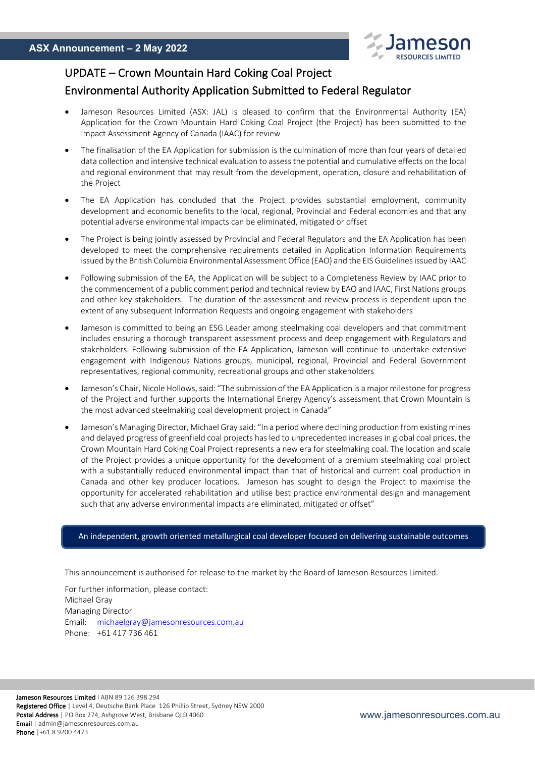**ASX Announcement – 2 May 2022**

# UPDATE – Crown Mountain Hard Coking Coal Project

## Environmental Authority Application Submitted to Federal Regulator

- Jameson Resources Limited (ASX: JAL) is pleased to confirm that the Environmental Authority (EA) Application for the Crown Mountain Hard Coking Coal Project (the Project) has been submitted to the Impact Assessment Agency of Canada (IAAC) for review
- The finalisation of the EA Application for submission is the culmination of more than four years of detailed data collection and intensive technical evaluation to assess the potential and cumulative effects on the local and regional environment that may result from the development, operation, closure and rehabilitation of the Project
- The EA Application has concluded that the Project provides substantial employment, community development and economic benefits to the local, regional, Provincial and Federal economies and that any potential adverse environmental impacts can be eliminated, mitigated or offset
- The Project is being jointly assessed by Provincial and Federal Regulators and the EA Application has been developed to meet the comprehensive requirements detailed in Application Information Requirements issued by the British Columbia Environmental Assessment Office (EAO) and the EIS Guidelines issued by IAAC
- Following submission of the EA, the Application will be subject to a Completeness Review by IAAC prior to the commencement of a public comment period and technical review by EAO and IAAC, First Nations groups and other key stakeholders. The duration of the assessment and review process is dependent upon the extent of any subsequent Information Requests and ongoing engagement with stakeholders
- Jameson is committed to being an ESG Leader among steelmaking coal developers and that commitment includes ensuring a thorough transparent assessment process and deep engagement with Regulators and stakeholders. Following submission of the EA Application, Jameson will continue to undertake extensive engagement with Indigenous Nations groups, municipal, regional, Provincial and Federal Government representatives, regional community, recreational groups and other stakeholders
- Jameson's Chair, Nicole Hollows, said: "The submission of the EA Application is a major milestone for progress of the Project and further supports the International Energy Agency's assessment that Crown Mountain is the most advanced steelmaking coal development project in Canada"
- Jameson's Managing Director, Michael Gray said: "In a period where declining production from existing mines and delayed progress of greenfield coal projects has led to unprecedented increases in global coal prices, the Crown Mountain Hard Coking Coal Project represents a new era for steelmaking coal. The location and scale of the Project provides a unique opportunity for the development of a premium steelmaking coal project with a substantially reduced environmental impact than that of historical and current coal production in Canada and other key producer locations. Jameson has sought to design the Project to maximise the opportunity for accelerated rehabilitation and utilise best practice environmental design and management such that any adverse environmental impacts are eliminated, mitigated or offset"

An independent, growth oriented metallurgical coal developer focused on delivering sustainable outcomes

This announcement is authorised for release to the market by the Board of Jameson Resources Limited.

For further information, please contact:
Michael Gray
Managing Director
Email: michaelgray@jamesonresources.com.au
Phone: +61 417 736 461

**Jameson Resources Limited** | ABN 89 126 398 294
**Registered Office** | Level 4, Deutsche Bank Place 126 Phillip Street, Sydney NSW 2000
**Postal Address** | PO Box 274, Ashgrove West, Brisbane QLD 4060
**Email** | admin@jamesonresources.com.au
**Phone** | +61 8 9200 4473

www.jamesonresources.com.au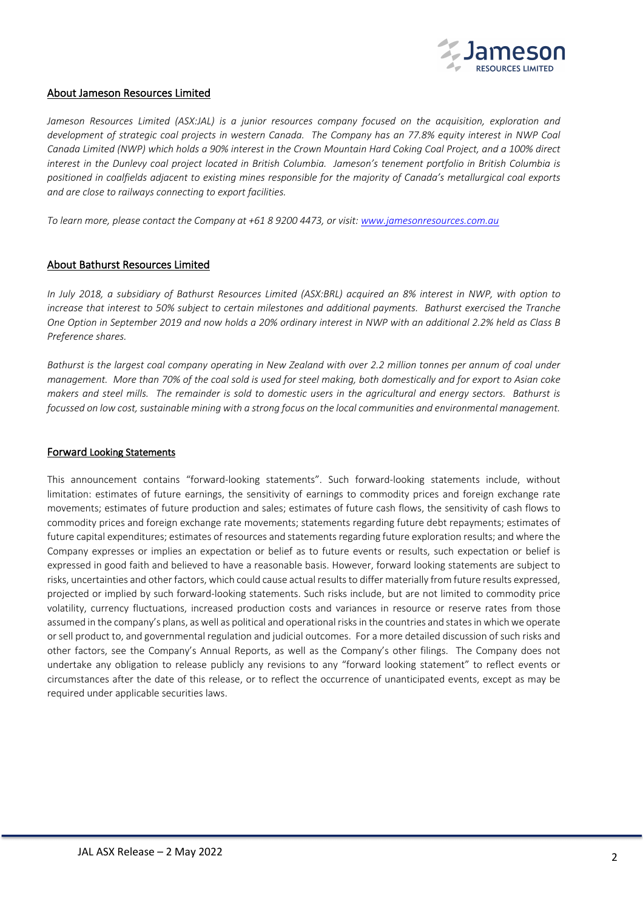## About Jameson Resources Limited

*Jameson Resources Limited (ASX:JAL) is a junior resources company focused on the acquisition, exploration and development of strategic coal projects in western Canada. The Company has an 77.8% equity interest in NWP Coal Canada Limited (NWP) which holds a 90% interest in the Crown Mountain Hard Coking Coal Project, and a 100% direct interest in the Dunlevy coal project located in British Columbia. Jameson's tenement portfolio in British Columbia is positioned in coalfields adjacent to existing mines responsible for the majority of Canada's metallurgical coal exports and are close to railways connecting to export facilities.*

*To learn more, please contact the Company at +61 8 9200 4473, or visit: www.jamesonresources.com.au*

## About Bathurst Resources Limited

*In July 2018, a subsidiary of Bathurst Resources Limited (ASX:BRL) acquired an 8% interest in NWP, with option to increase that interest to 50% subject to certain milestones and additional payments. Bathurst exercised the Tranche One Option in September 2019 and now holds a 20% ordinary interest in NWP with an additional 2.2% held as Class B Preference shares.*

*Bathurst is the largest coal company operating in New Zealand with over 2.2 million tonnes per annum of coal under management. More than 70% of the coal sold is used for steel making, both domestically and for export to Asian coke makers and steel mills. The remainder is sold to domestic users in the agricultural and energy sectors. Bathurst is focussed on low cost, sustainable mining with a strong focus on the local communities and environmental management.*

## Forward Looking Statements

This announcement contains "forward-looking statements". Such forward-looking statements include, without limitation: estimates of future earnings, the sensitivity of earnings to commodity prices and foreign exchange rate movements; estimates of future production and sales; estimates of future cash flows, the sensitivity of cash flows to commodity prices and foreign exchange rate movements; statements regarding future debt repayments; estimates of future capital expenditures; estimates of resources and statements regarding future exploration results; and where the Company expresses or implies an expectation or belief as to future events or results, such expectation or belief is expressed in good faith and believed to have a reasonable basis. However, forward looking statements are subject to risks, uncertainties and other factors, which could cause actual results to differ materially from future results expressed, projected or implied by such forward-looking statements. Such risks include, but are not limited to commodity price volatility, currency fluctuations, increased production costs and variances in resource or reserve rates from those assumed in the company's plans, as well as political and operational risks in the countries and states in which we operate or sell product to, and governmental regulation and judicial outcomes. For a more detailed discussion of such risks and other factors, see the Company's Annual Reports, as well as the Company's other filings. The Company does not undertake any obligation to release publicly any revisions to any "forward looking statement" to reflect events or circumstances after the date of this release, or to reflect the occurrence of unanticipated events, except as may be required under applicable securities laws.